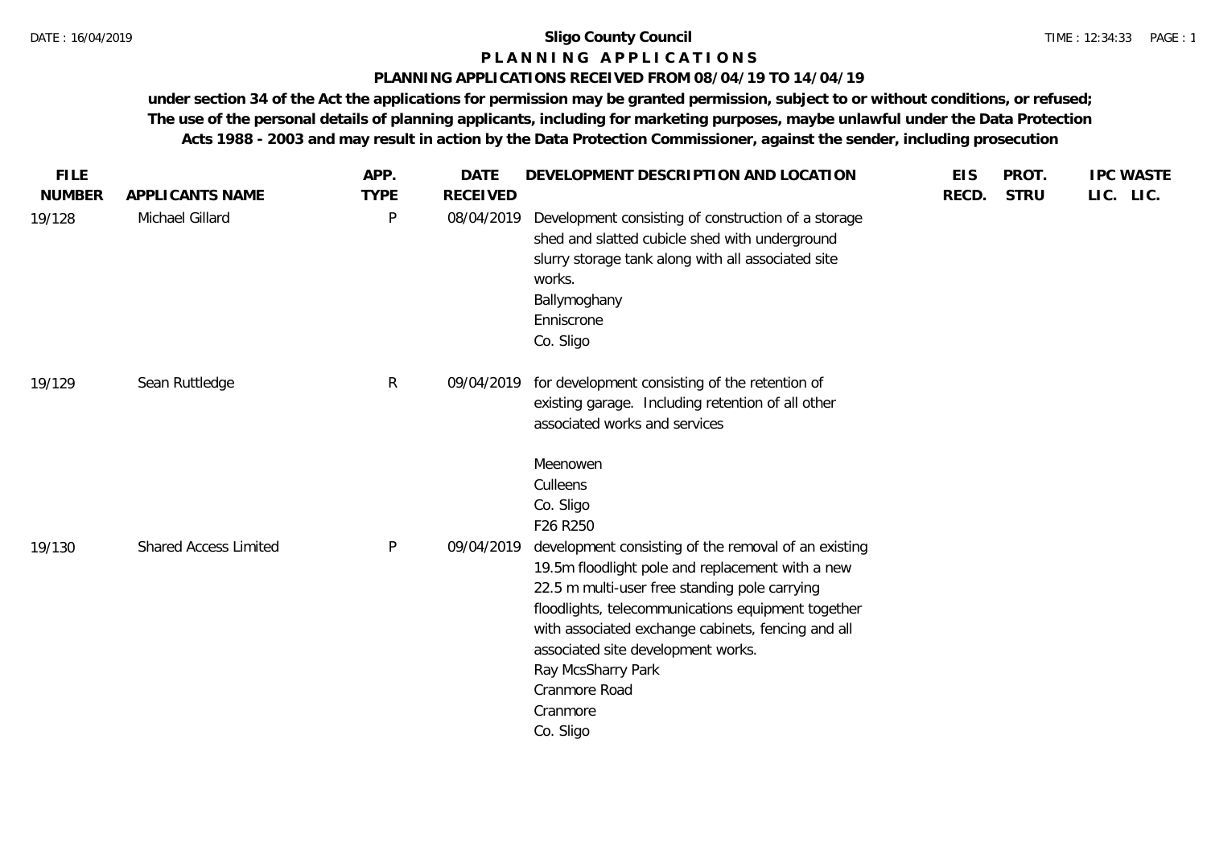# Sligo County Council

## P L A N N I N G   A P P L I C A T I O N S

### PLANNING APPLICATIONS RECEIVED FROM 08/04/19 TO 14/04/19

**under section 34 of the Act the applications for permission may be granted permission, subject to or without conditions, or refused; The use of the personal details of planning applicants, including for marketing purposes, maybe unlawful under the Data Protection Acts 1988 - 2003 and may result in action by the Data Protection Commissioner, against the sender, including prosecution**

| FILE NUMBER | APPLICANTS NAME | APP. TYPE | DATE RECEIVED | DEVELOPMENT DESCRIPTION AND LOCATION | EIS RECD. | PROT. STRU | IPC LIC. | WASTE LIC. |
|---|---|---|---|---|---|---|---|---|
| 19/128 | Michael Gillard | P | 08/04/2019 | Development consisting of construction of a storage shed and slatted cubicle shed with underground slurry storage tank along with all associated site works.<br>Ballymoghany<br>Enniscrone<br>Co. Sligo | | | | |
| 19/129 | Sean Ruttledge | R | 09/04/2019 | for development consisting of the retention of existing garage. Including retention of all other associated works and services<br><br>Meenowen<br>Culleens<br>Co. Sligo<br>F26 R250 | | | | |
| 19/130 | Shared Access Limited | P | 09/04/2019 | development consisting of the removal of an existing 19.5m floodlight pole and replacement with a new 22.5 m multi-user free standing pole carrying floodlights, telecommunications equipment together with associated exchange cabinets, fencing and all associated site development works.<br>Ray McsSharry Park<br>Cranmore Road<br>Cranmore<br>Co. Sligo | | | | |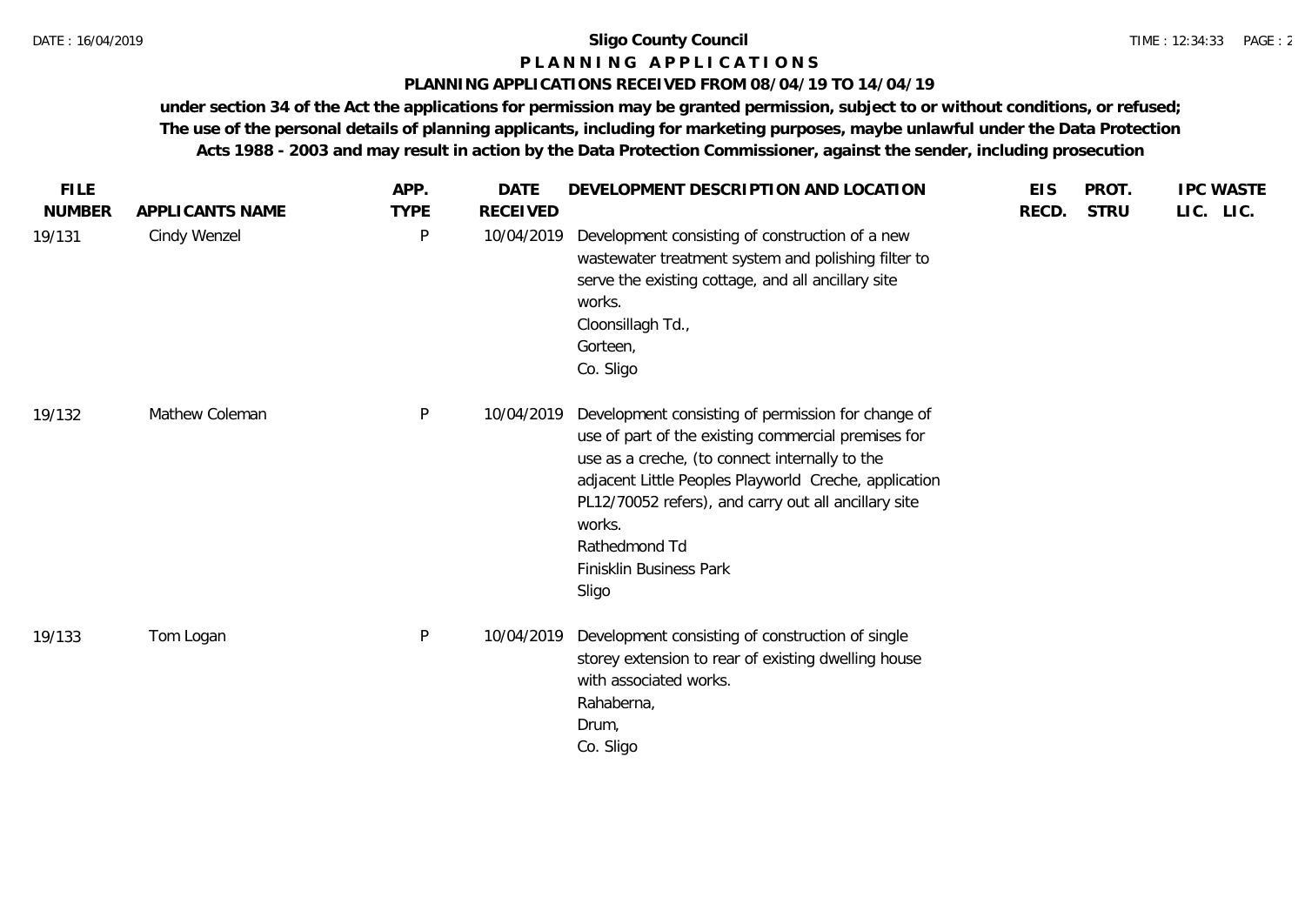**Sligo County Council**

**P L A N N I N G   A P P L I C A T I O N S**

**PLANNING APPLICATIONS RECEIVED FROM 08/04/19 TO 14/04/19**

**under section 34 of the Act the applications for permission may be granted permission, subject to or without conditions, or refused; The use of the personal details of planning applicants, including for marketing purposes, maybe unlawful under the Data Protection Acts 1988 - 2003 and may result in action by the Data Protection Commissioner, against the sender, including prosecution**

| FILE NUMBER | APPLICANTS NAME | APP. TYPE | DATE RECEIVED | DEVELOPMENT DESCRIPTION AND LOCATION | EIS RECD. | PROT. STRU | IPC LIC. | WASTE LIC. |
|---|---|---|---|---|---|---|---|---|
| 19/131 | Cindy Wenzel | P | 10/04/2019 | Development consisting of construction of a new wastewater treatment system and polishing filter to serve the existing cottage, and all ancillary site works.<br>Cloonsillagh Td.,<br>Gorteen,<br>Co. Sligo | | | | |
| 19/132 | Mathew Coleman | P | 10/04/2019 | Development consisting of permission for change of use of part of the existing commercial premises for use as a creche, (to connect internally to the adjacent Little Peoples Playworld Creche, application PL12/70052 refers), and carry out all ancillary site works.<br>Rathedmond Td<br>Finisklin Business Park<br>Sligo | | | | |
| 19/133 | Tom Logan | P | 10/04/2019 | Development consisting of construction of single storey extension to rear of existing dwelling house with associated works.<br>Rahaberna,<br>Drum,<br>Co. Sligo | | | | |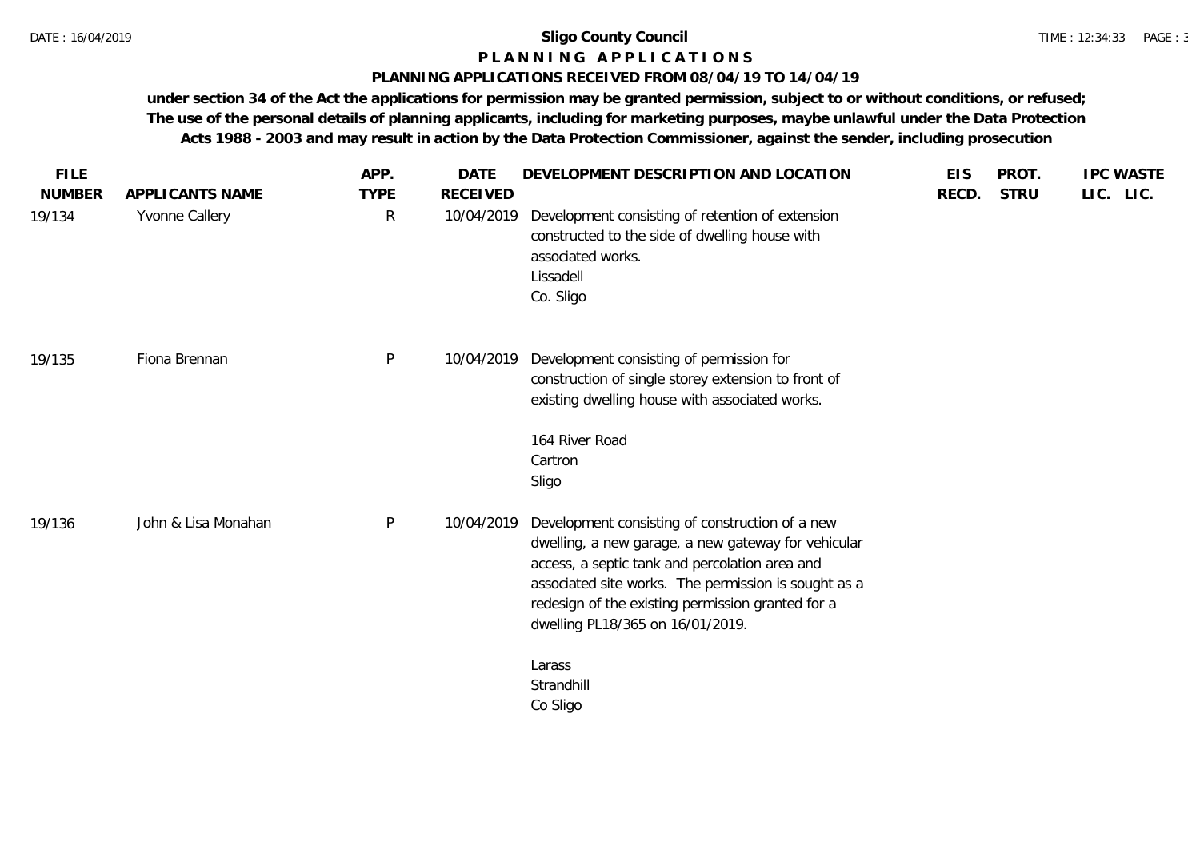**Sligo County Council**

# PLANNING APPLICATIONS

## PLANNING APPLICATIONS RECEIVED FROM 08/04/19 TO 14/04/19

**under section 34 of the Act the applications for permission may be granted permission, subject to or without conditions, or refused; The use of the personal details of planning applicants, including for marketing purposes, maybe unlawful under the Data Protection Acts 1988 - 2003 and may result in action by the Data Protection Commissioner, against the sender, including prosecution**

| FILE NUMBER | APPLICANTS NAME | APP. TYPE | DATE RECEIVED | DEVELOPMENT DESCRIPTION AND LOCATION | EIS RECD. | PROT. STRU | IPC LIC. | WASTE LIC. |
|---|---|---|---|---|---|---|---|---|
| 19/134 | Yvonne Callery | R | 10/04/2019 | Development consisting of retention of extension constructed to the side of dwelling house with associated works.<br>Lissadell<br>Co. Sligo | | | | |
| 19/135 | Fiona Brennan | P | 10/04/2019 | Development consisting of permission for construction of single storey extension to front of existing dwelling house with associated works.<br><br>164 River Road<br>Cartron<br>Sligo | | | | |
| 19/136 | John & Lisa Monahan | P | 10/04/2019 | Development consisting of construction of a new dwelling, a new garage, a new gateway for vehicular access, a septic tank and percolation area and associated site works. The permission is sought as a redesign of the existing permission granted for a dwelling PL18/365 on 16/01/2019.<br><br>Larass<br>Strandhill<br>Co Sligo | | | | |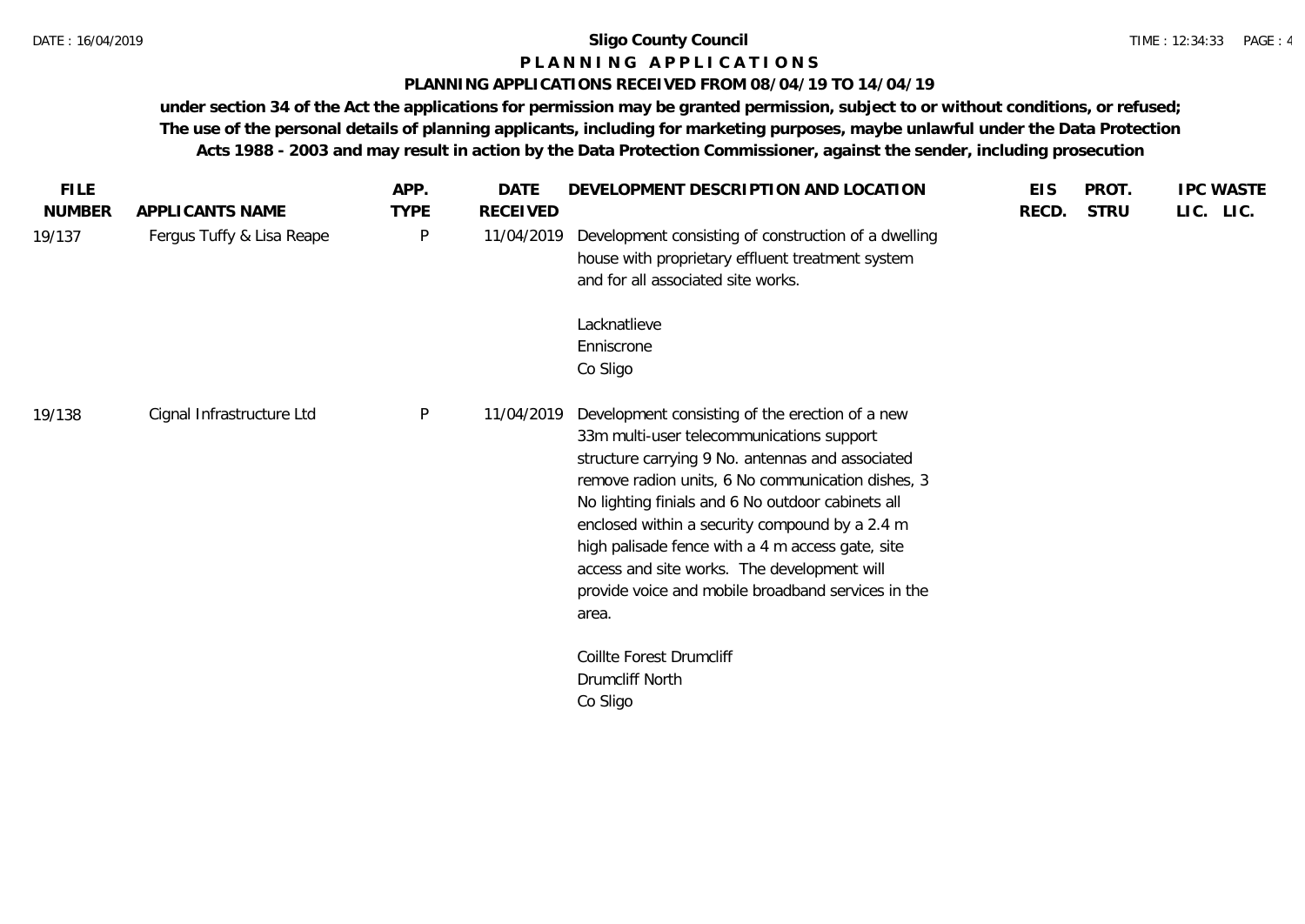**Sligo County Council**

**P L A N N I N G A P P L I C A T I O N S**

**PLANNING APPLICATIONS RECEIVED FROM 08/04/19 TO 14/04/19**

**under section 34 of the Act the applications for permission may be granted permission, subject to or without conditions, or refused; The use of the personal details of planning applicants, including for marketing purposes, maybe unlawful under the Data Protection Acts 1988 - 2003 and may result in action by the Data Protection Commissioner, against the sender, including prosecution**

| FILE NUMBER | APPLICANTS NAME | APP. TYPE | DATE RECEIVED | DEVELOPMENT DESCRIPTION AND LOCATION | EIS RECD. | PROT. STRU | IPC LIC. | WASTE LIC. |
|---|---|---|---|---|---|---|---|---|
| 19/137 | Fergus Tuffy & Lisa Reape | P | 11/04/2019 | Development consisting of construction of a dwelling house with proprietary effluent treatment system and for all associated site works.<br><br>Lacknatlieve<br>Enniscrone<br>Co Sligo | | | | |
| 19/138 | Cignal Infrastructure Ltd | P | 11/04/2019 | Development consisting of the erection of a new 33m multi-user telecommunications support structure carrying 9 No. antennas and associated remove radion units, 6 No communication dishes, 3 No lighting finials and 6 No outdoor cabinets all enclosed within a security compound by a 2.4 m high palisade fence with a 4 m access gate, site access and site works. The development will provide voice and mobile broadband services in the area.<br><br>Coillte Forest Drumcliff<br>Drumcliff North<br>Co Sligo | | | | |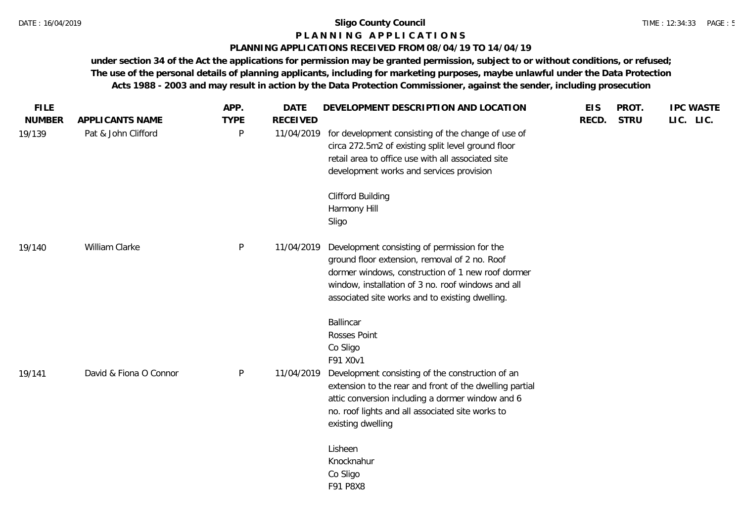**Sligo County Council**

**P L A N N I N G   A P P L I C A T I O N S**

**PLANNING APPLICATIONS RECEIVED FROM 08/04/19 TO 14/04/19**

**under section 34 of the Act the applications for permission may be granted permission, subject to or without conditions, or refused; The use of the personal details of planning applicants, including for marketing purposes, maybe unlawful under the Data Protection Acts 1988 - 2003 and may result in action by the Data Protection Commissioner, against the sender, including prosecution**

| FILE NUMBER | APPLICANTS NAME | APP. TYPE | DATE RECEIVED | DEVELOPMENT DESCRIPTION AND LOCATION | EIS RECD. | PROT. STRU | IPC LIC. | WASTE LIC. |
|---|---|---|---|---|---|---|---|---|
| 19/139 | Pat & John Clifford | P | 11/04/2019 | for development consisting of the change of use of circa 272.5m2 of existing split level ground floor retail area to office use with all associated site development works and services provision<br><br>Clifford Building<br>Harmony Hill<br>Sligo | | | | |
| 19/140 | William Clarke | P | 11/04/2019 | Development consisting of permission for the ground floor extension, removal of 2 no. Roof dormer windows, construction of 1 new roof dormer window, installation of 3 no. roof windows and all associated site works and to existing dwelling.<br><br>Ballincar<br>Rosses Point<br>Co Sligo<br>F91 X0v1 | | | | |
| 19/141 | David & Fiona O Connor | P | 11/04/2019 | Development consisting of the construction of an extension to the rear and front of the dwelling partial attic conversion including a dormer window and 6 no. roof lights and all associated site works to existing dwelling<br><br>Lisheen<br>Knocknahur<br>Co Sligo<br>F91 P8X8 | | | | |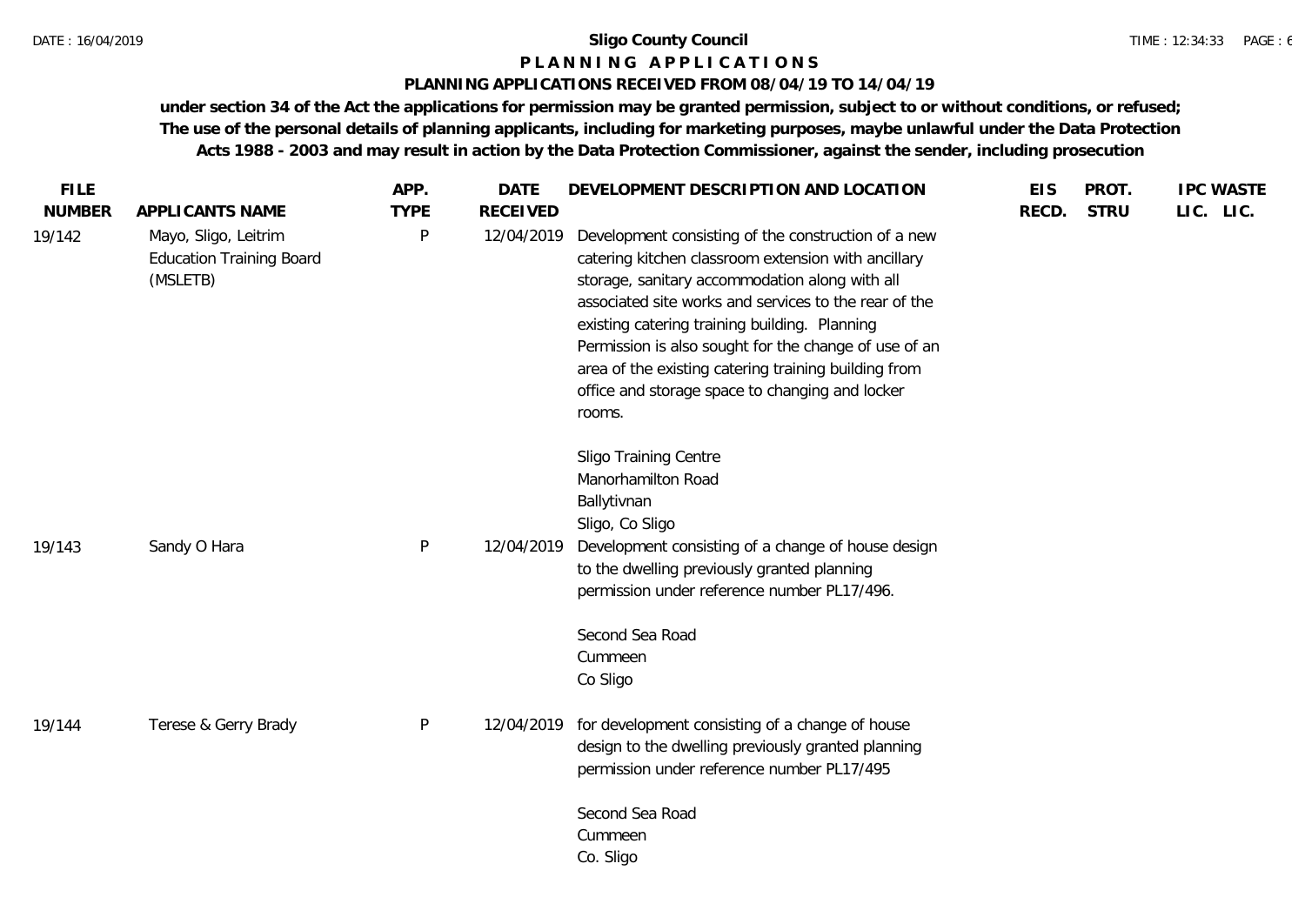# Sligo County Council

## P L A N N I N G   A P P L I C A T I O N S

### PLANNING APPLICATIONS RECEIVED FROM 08/04/19 TO 14/04/19

**under section 34 of the Act the applications for permission may be granted permission, subject to or without conditions, or refused; The use of the personal details of planning applicants, including for marketing purposes, maybe unlawful under the Data Protection Acts 1988 - 2003 and may result in action by the Data Protection Commissioner, against the sender, including prosecution**

| FILE NUMBER | APPLICANTS NAME | APP. TYPE | DATE RECEIVED | DEVELOPMENT DESCRIPTION AND LOCATION | EIS RECD. | PROT. STRU | IPC LIC. | WASTE LIC. |
|---|---|---|---|---|---|---|---|---|
| 19/142 | Mayo, Sligo, Leitrim Education Training Board (MSLETB) | P | 12/04/2019 | Development consisting of the construction of a new catering kitchen classroom extension with ancillary storage, sanitary accommodation along with all associated site works and services to the rear of the existing catering training building. Planning Permission is also sought for the change of use of an area of the existing catering training building from office and storage space to changing and locker rooms.<br><br>Sligo Training Centre<br>Manorhamilton Road<br>Ballytivnan<br>Sligo, Co Sligo | | | | |
| 19/143 | Sandy O Hara | P | 12/04/2019 | Development consisting of a change of house design to the dwelling previously granted planning permission under reference number PL17/496.<br><br>Second Sea Road<br>Cummeen<br>Co Sligo | | | | |
| 19/144 | Terese & Gerry Brady | P | 12/04/2019 | for development consisting of a change of house design to the dwelling previously granted planning permission under reference number PL17/495<br><br>Second Sea Road<br>Cummeen<br>Co. Sligo | | | | |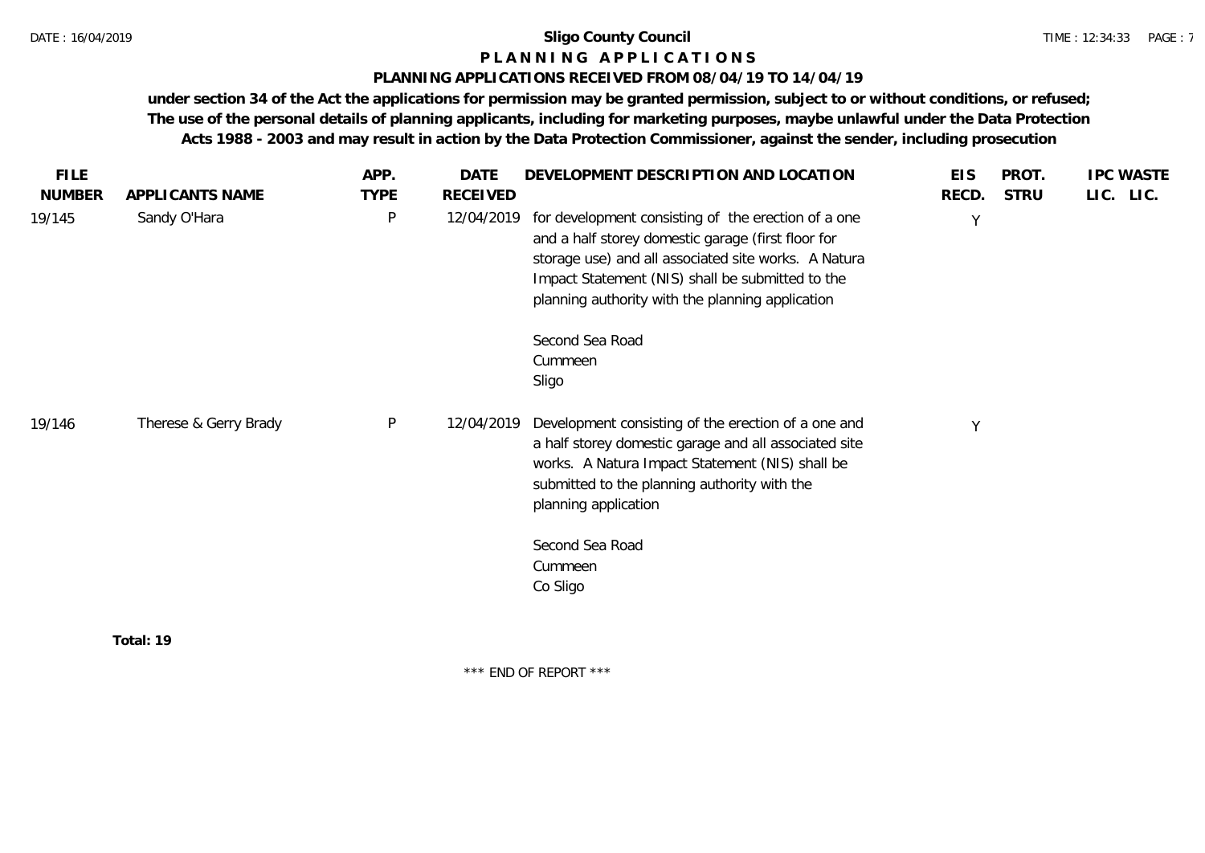**Sligo County Council**

**P L A N N I N G   A P P L I C A T I O N S**

**PLANNING APPLICATIONS RECEIVED FROM 08/04/19 TO 14/04/19**

**under section 34 of the Act the applications for permission may be granted permission, subject to or without conditions, or refused; The use of the personal details of planning applicants, including for marketing purposes, maybe unlawful under the Data Protection Acts 1988 - 2003 and may result in action by the Data Protection Commissioner, against the sender, including prosecution**

| FILE NUMBER | APPLICANTS NAME | APP. TYPE | DATE RECEIVED | DEVELOPMENT DESCRIPTION AND LOCATION | EIS RECD. | PROT. STRU | IPC LIC. | WASTE LIC. |
|---|---|---|---|---|---|---|---|---|
| 19/145 | Sandy O'Hara | P | 12/04/2019 | for development consisting of the erection of a one and a half storey domestic garage (first floor for storage use) and all associated site works. A Natura Impact Statement (NIS) shall be submitted to the planning authority with the planning application<br><br>Second Sea Road<br>Cummeen<br>Sligo | Y | | | |
| 19/146 | Therese & Gerry Brady | P | 12/04/2019 | Development consisting of the erection of a one and a half storey domestic garage and all associated site works. A Natura Impact Statement (NIS) shall be submitted to the planning authority with the planning application<br><br>Second Sea Road<br>Cummeen<br>Co Sligo | Y | | | |

**Total: 19**

\*\*\* END OF REPORT \*\*\*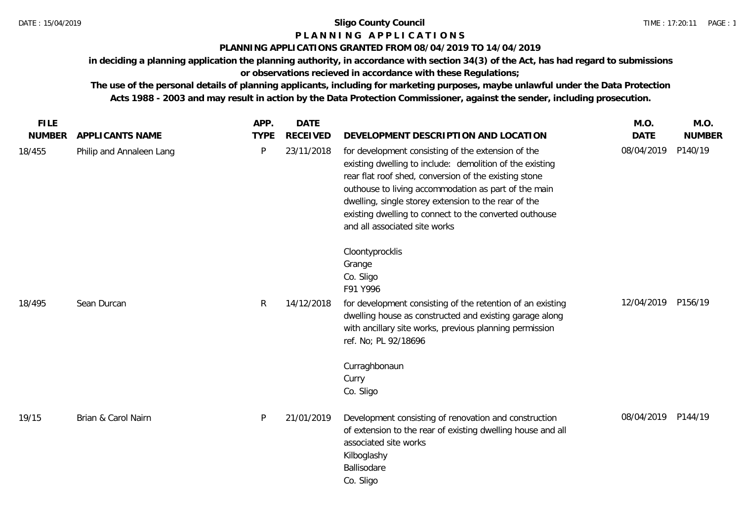**Sligo County Council**

**P L A N N I N G   A P P L I C A T I O N S**

**PLANNING APPLICATIONS GRANTED FROM 08/04/2019 TO 14/04/2019**

**in deciding a planning application the planning authority, in accordance with section 34(3) of the Act, has had regard to submissions or observations recieved in accordance with these Regulations;**

**The use of the personal details of planning applicants, including for marketing purposes, maybe unlawful under the Data Protection Acts 1988 - 2003 and may result in action by the Data Protection Commissioner, against the sender, including prosecution.**

| FILE NUMBER | APPLICANTS NAME | APP. TYPE | DATE RECEIVED | DEVELOPMENT DESCRIPTION AND LOCATION | M.O. DATE | M.O. NUMBER |
|---|---|---|---|---|---|---|
| 18/455 | Philip and Annaleen Lang | P | 23/11/2018 | for development consisting of the extension of the existing dwelling to include: demolition of the existing rear flat roof shed, conversion of the existing stone outhouse to living accommodation as part of the main dwelling, single storey extension to the rear of the existing dwelling to connect to the converted outhouse and all associated site works<br><br>Cloontyprocklis<br>Grange<br>Co. Sligo<br>F91 Y996 | 08/04/2019 | P140/19 |
| 18/495 | Sean Durcan | R | 14/12/2018 | for development consisting of the retention of an existing dwelling house as constructed and existing garage along with ancillary site works, previous planning permission ref. No; PL 92/18696<br><br>Curraghbonaun<br>Curry<br>Co. Sligo | 12/04/2019 | P156/19 |
| 19/15 | Brian & Carol Nairn | P | 21/01/2019 | Development consisting of renovation and construction of extension to the rear of existing dwelling house and all associated site works<br>Kilboglashy<br>Ballisodare<br>Co. Sligo | 08/04/2019 | P144/19 |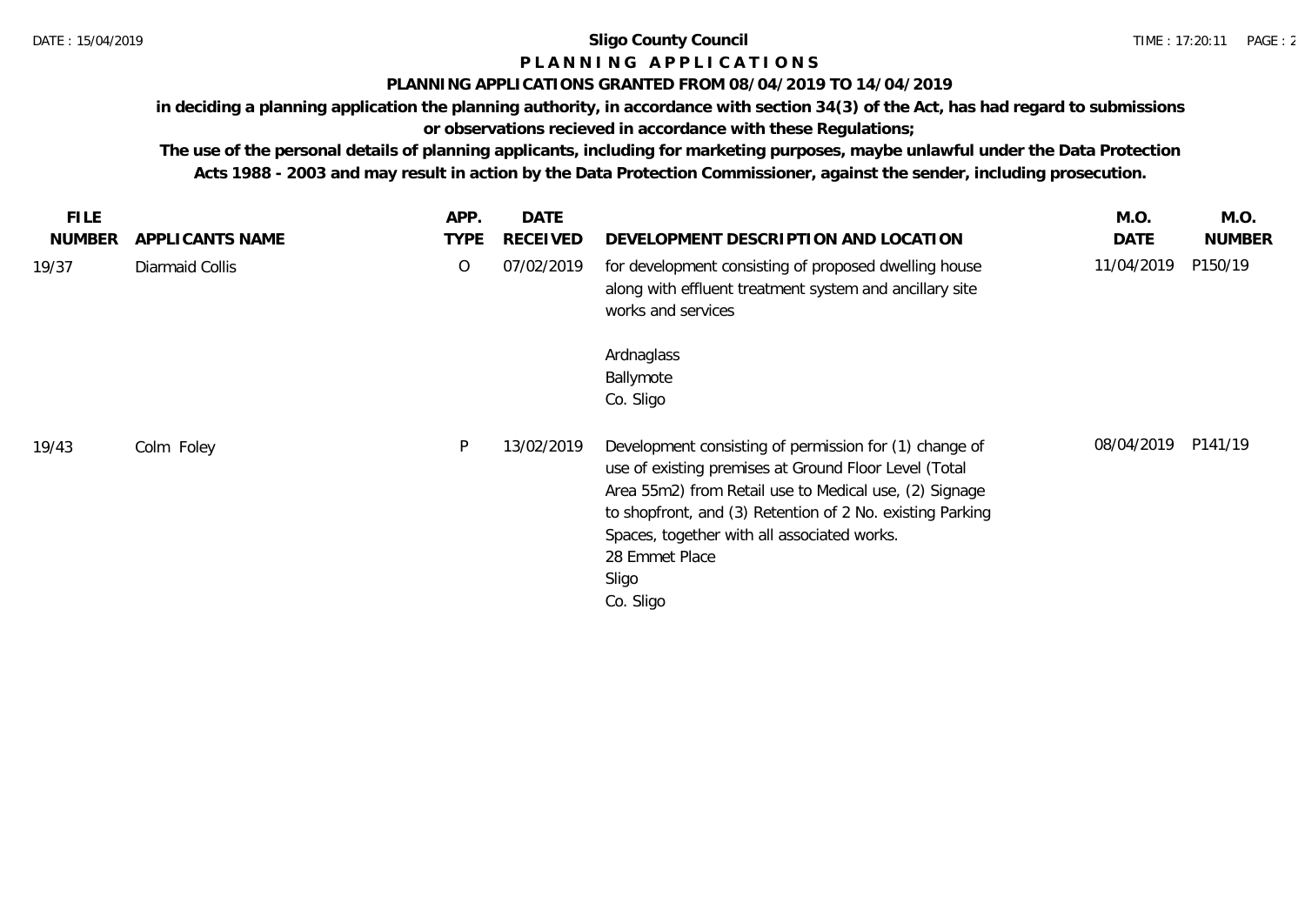**Sligo County Council**

**P L A N N I N G   A P P L I C A T I O N S**

**PLANNING APPLICATIONS GRANTED FROM 08/04/2019 TO 14/04/2019**

**in deciding a planning application the planning authority, in accordance with section 34(3) of the Act, has had regard to submissions or observations recieved in accordance with these Regulations;**

**The use of the personal details of planning applicants, including for marketing purposes, maybe unlawful under the Data Protection Acts 1988 - 2003 and may result in action by the Data Protection Commissioner, against the sender, including prosecution.**

| FILE NUMBER | APPLICANTS NAME | APP. TYPE | DATE RECEIVED | DEVELOPMENT DESCRIPTION AND LOCATION | M.O. DATE | M.O. NUMBER |
|---|---|---|---|---|---|---|
| 19/37 | Diarmaid Collis | O | 07/02/2019 | for development consisting of proposed dwelling house along with effluent treatment system and ancillary site works and services<br><br>Ardnaglass<br>Ballymote<br>Co. Sligo | 11/04/2019 | P150/19 |
| 19/43 | Colm Foley | P | 13/02/2019 | Development consisting of permission for (1) change of use of existing premises at Ground Floor Level (Total Area 55m2) from Retail use to Medical use, (2) Signage to shopfront, and (3) Retention of 2 No. existing Parking Spaces, together with all associated works.<br>28 Emmet Place<br>Sligo<br>Co. Sligo | 08/04/2019 | P141/19 |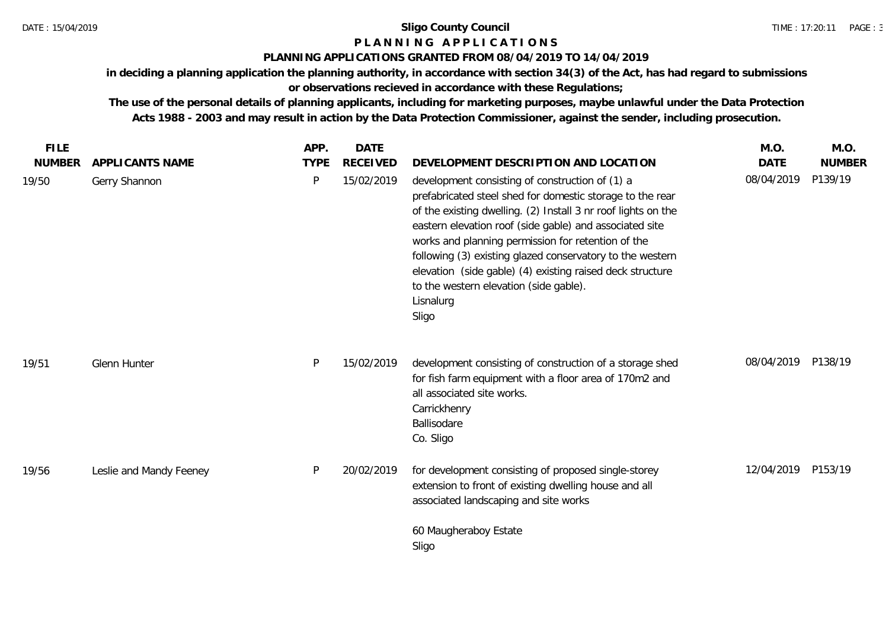**Sligo County Council**

**P L A N N I N G A P P L I C A T I O N S**

**PLANNING APPLICATIONS GRANTED FROM 08/04/2019 TO 14/04/2019**

**in deciding a planning application the planning authority, in accordance with section 34(3) of the Act, has had regard to submissions or observations recieved in accordance with these Regulations;**

**The use of the personal details of planning applicants, including for marketing purposes, maybe unlawful under the Data Protection Acts 1988 - 2003 and may result in action by the Data Protection Commissioner, against the sender, including prosecution.**

| FILE NUMBER | APPLICANTS NAME | APP. TYPE | DATE RECEIVED | DEVELOPMENT DESCRIPTION AND LOCATION | M.O. DATE | M.O. NUMBER |
|---|---|---|---|---|---|---|
| 19/50 | Gerry Shannon | P | 15/02/2019 | development consisting of construction of (1) a prefabricated steel shed for domestic storage to the rear of the existing dwelling. (2) Install 3 nr roof lights on the eastern elevation roof (side gable) and associated site works and planning permission for retention of the following (3) existing glazed conservatory to the western elevation (side gable) (4) existing raised deck structure to the western elevation (side gable).<br>Lisnalurg<br>Sligo | 08/04/2019 | P139/19 |
| 19/51 | Glenn Hunter | P | 15/02/2019 | development consisting of construction of a storage shed for fish farm equipment with a floor area of 170m2 and all associated site works.<br>Carrickhenry<br>Ballisodare<br>Co. Sligo | 08/04/2019 | P138/19 |
| 19/56 | Leslie and Mandy Feeney | P | 20/02/2019 | for development consisting of proposed single-storey extension to front of existing dwelling house and all associated landscaping and site works<br><br>60 Maugheraboy Estate<br>Sligo | 12/04/2019 | P153/19 |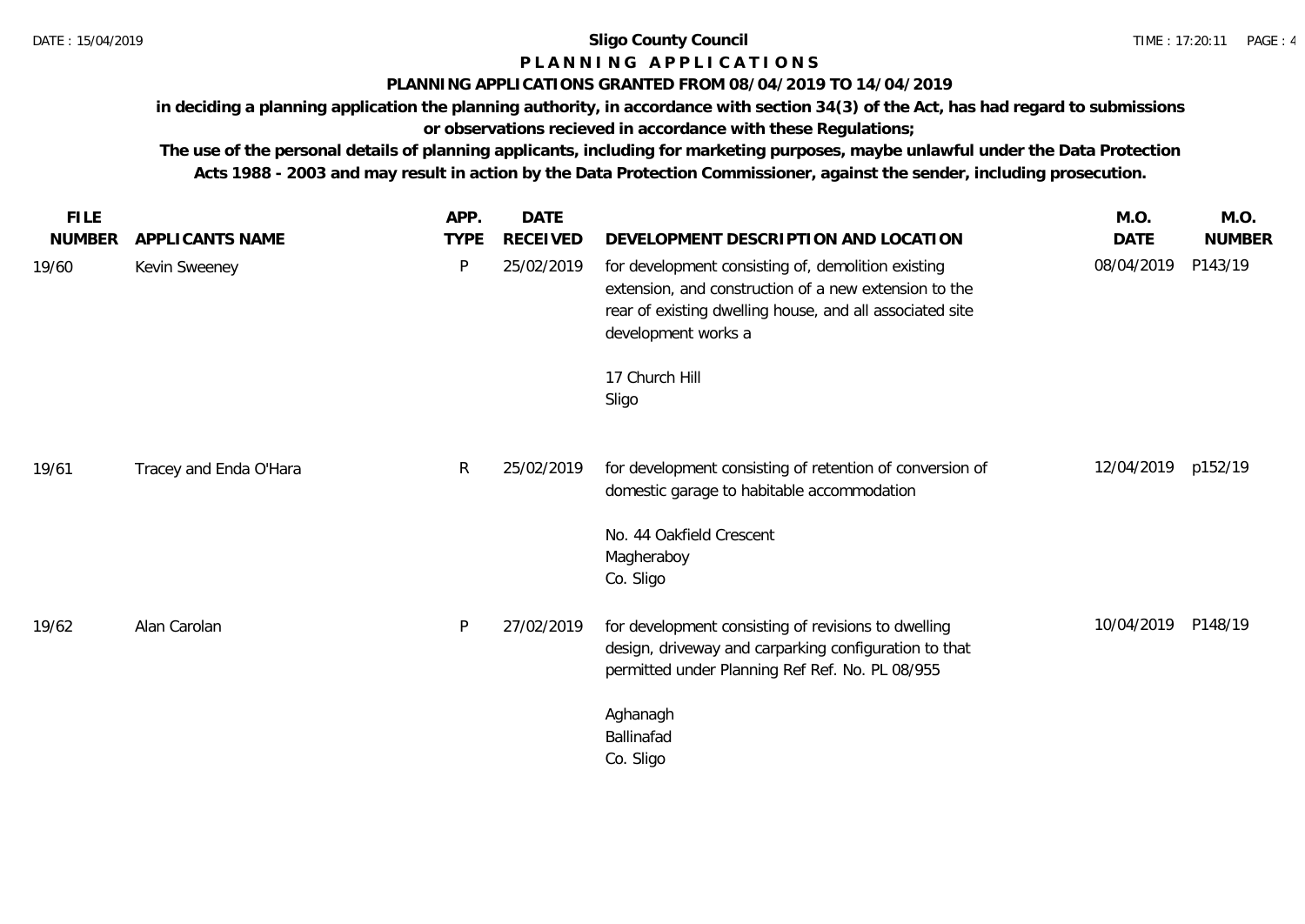# Sligo County Council

## P L A N N I N G A P P L I C A T I O N S

### PLANNING APPLICATIONS GRANTED FROM 08/04/2019 TO 14/04/2019

**in deciding a planning application the planning authority, in accordance with section 34(3) of the Act, has had regard to submissions or observations recieved in accordance with these Regulations;**

**The use of the personal details of planning applicants, including for marketing purposes, maybe unlawful under the Data Protection Acts 1988 - 2003 and may result in action by the Data Protection Commissioner, against the sender, including prosecution.**

| FILE NUMBER | APPLICANTS NAME | APP. TYPE | DATE RECEIVED | DEVELOPMENT DESCRIPTION AND LOCATION | M.O. DATE | M.O. NUMBER |
|---|---|---|---|---|---|---|
| 19/60 | Kevin Sweeney | P | 25/02/2019 | for development consisting of, demolition existing extension, and construction of a new extension to the rear of existing dwelling house, and all associated site development works a<br><br>17 Church Hill<br>Sligo | 08/04/2019 | P143/19 |
| 19/61 | Tracey and Enda O'Hara | R | 25/02/2019 | for development consisting of retention of conversion of domestic garage to habitable accommodation<br><br>No. 44 Oakfield Crescent<br>Magheraboy<br>Co. Sligo | 12/04/2019 | p152/19 |
| 19/62 | Alan Carolan | P | 27/02/2019 | for development consisting of revisions to dwelling design, driveway and carparking configuration to that permitted under Planning Ref Ref. No. PL 08/955<br><br>Aghanagh<br>Ballinafad<br>Co. Sligo | 10/04/2019 | P148/19 |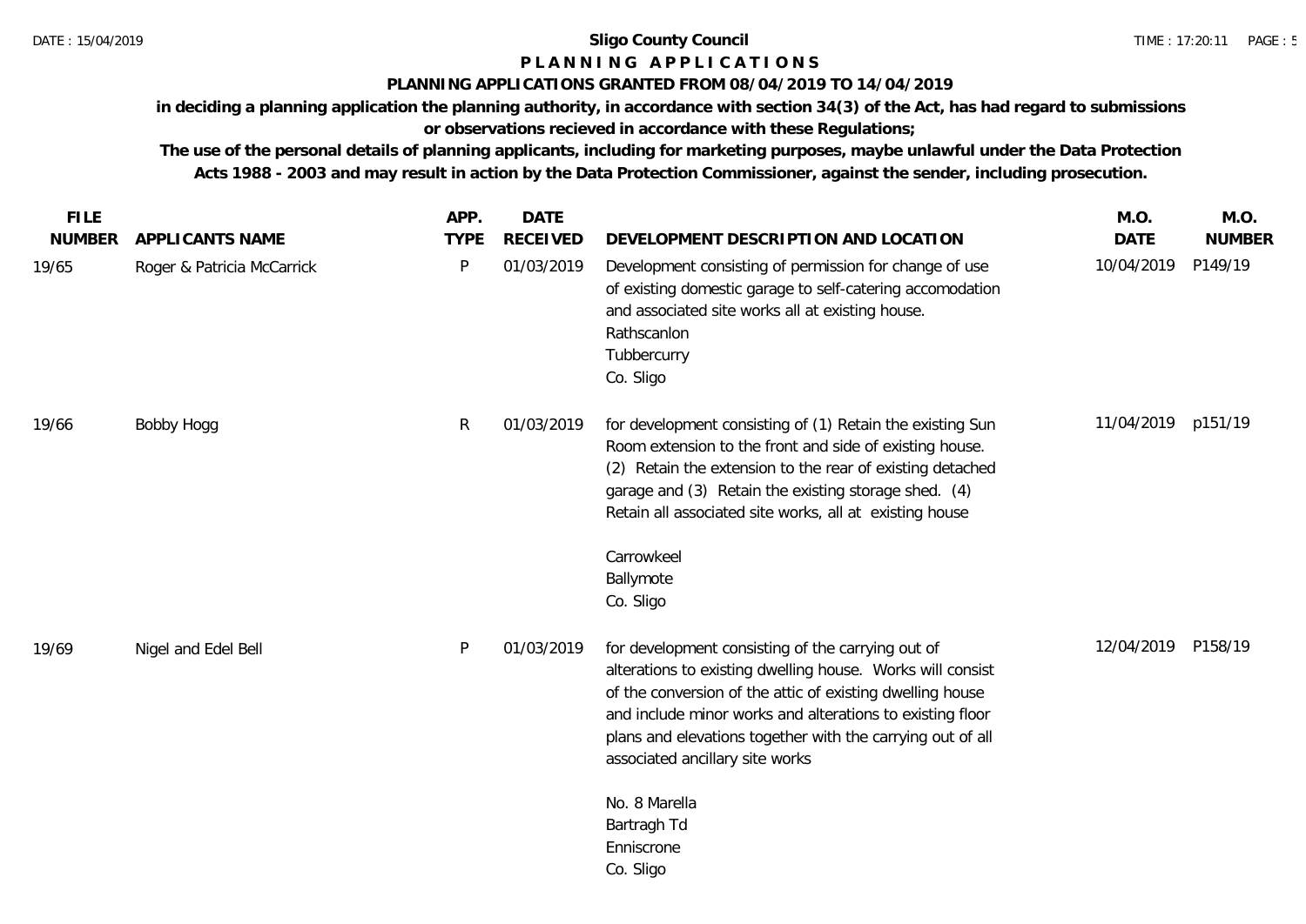**Sligo County Council**

**P L A N N I N G   A P P L I C A T I O N S**

**PLANNING APPLICATIONS GRANTED FROM 08/04/2019 TO 14/04/2019**

**in deciding a planning application the planning authority, in accordance with section 34(3) of the Act, has had regard to submissions or observations recieved in accordance with these Regulations;**

**The use of the personal details of planning applicants, including for marketing purposes, maybe unlawful under the Data Protection Acts 1988 - 2003 and may result in action by the Data Protection Commissioner, against the sender, including prosecution.**

| FILE NUMBER | APPLICANTS NAME | APP. TYPE | DATE RECEIVED | DEVELOPMENT DESCRIPTION AND LOCATION | M.O. DATE | M.O. NUMBER |
|---|---|---|---|---|---|---|
| 19/65 | Roger & Patricia McCarrick | P | 01/03/2019 | Development consisting of permission for change of use of existing domestic garage to self-catering accomodation and associated site works all at existing house. Rathscanlon Tubbercurry Co. Sligo | 10/04/2019 | P149/19 |
| 19/66 | Bobby Hogg | R | 01/03/2019 | for development consisting of (1) Retain the existing Sun Room extension to the front and side of existing house. (2) Retain the extension to the rear of existing detached garage and (3) Retain the existing storage shed. (4) Retain all associated site works, all at existing house Carrowkeel Ballymote Co. Sligo | 11/04/2019 | p151/19 |
| 19/69 | Nigel and Edel Bell | P | 01/03/2019 | for development consisting of the carrying out of alterations to existing dwelling house. Works will consist of the conversion of the attic of existing dwelling house and include minor works and alterations to existing floor plans and elevations together with the carrying out of all associated ancillary site works No. 8 Marella Bartragh Td Enniscrone Co. Sligo | 12/04/2019 | P158/19 |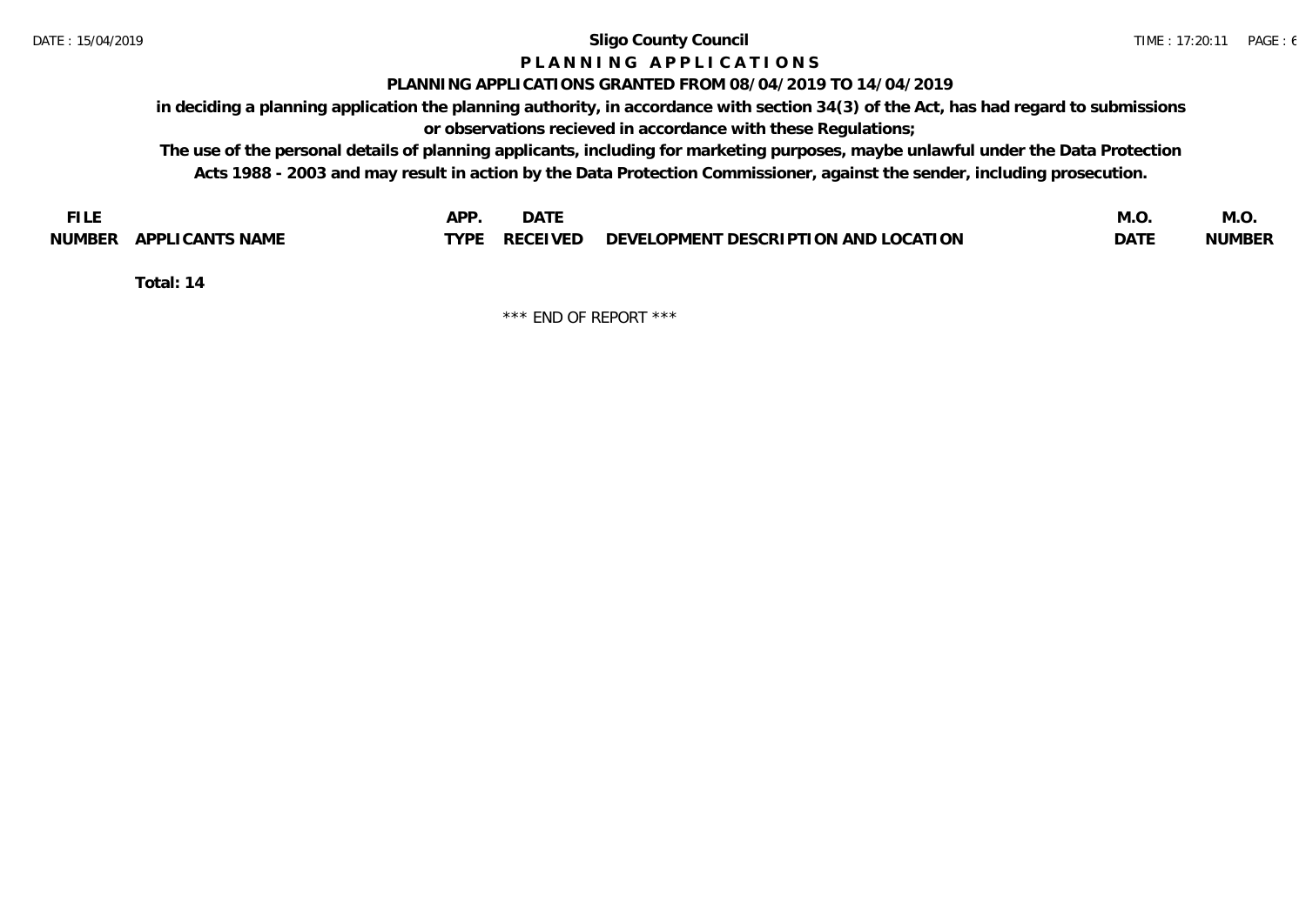**Sligo County Council**

**P L A N N I N G   A P P L I C A T I O N S**

**PLANNING APPLICATIONS GRANTED FROM 08/04/2019 TO 14/04/2019**

**in deciding a planning application the planning authority, in accordance with section 34(3) of the Act, has had regard to submissions or observations recieved in accordance with these Regulations;**

**The use of the personal details of planning applicants, including for marketing purposes, maybe unlawful under the Data Protection Acts 1988 - 2003 and may result in action by the Data Protection Commissioner, against the sender, including prosecution.**

| FILE NUMBER | APPLICANTS NAME | APP. TYPE | DATE RECEIVED | DEVELOPMENT DESCRIPTION AND LOCATION | M.O. DATE | M.O. NUMBER |
|---|---|---|---|---|---|---|

**Total: 14**

\*\*\* END OF REPORT \*\*\*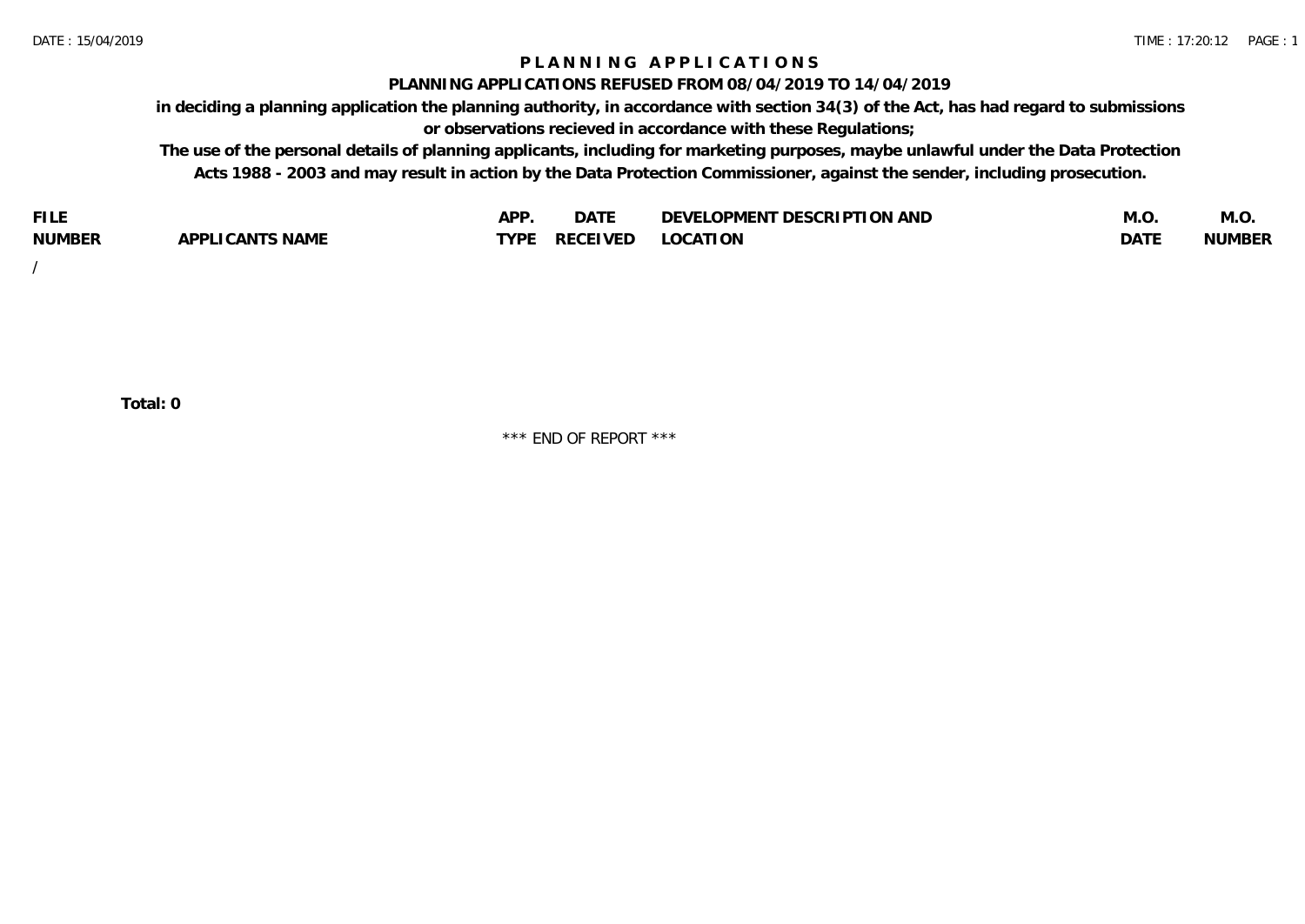# PLANNING APPLICATIONS

## PLANNING APPLICATIONS REFUSED FROM 08/04/2019 TO 14/04/2019

**in deciding a planning application the planning authority, in accordance with section 34(3) of the Act, has had regard to submissions or observations recieved in accordance with these Regulations;**

**The use of the personal details of planning applicants, including for marketing purposes, maybe unlawful under the Data Protection Acts 1988 - 2003 and may result in action by the Data Protection Commissioner, against the sender, including prosecution.**

| FILE NUMBER | APPLICANTS NAME | APP. TYPE | DATE RECEIVED | DEVELOPMENT DESCRIPTION AND LOCATION | M.O. DATE | M.O. NUMBER |
|---|---|---|---|---|---|---|
| / | | | | | | |

**Total: 0**

\*\*\* END OF REPORT \*\*\*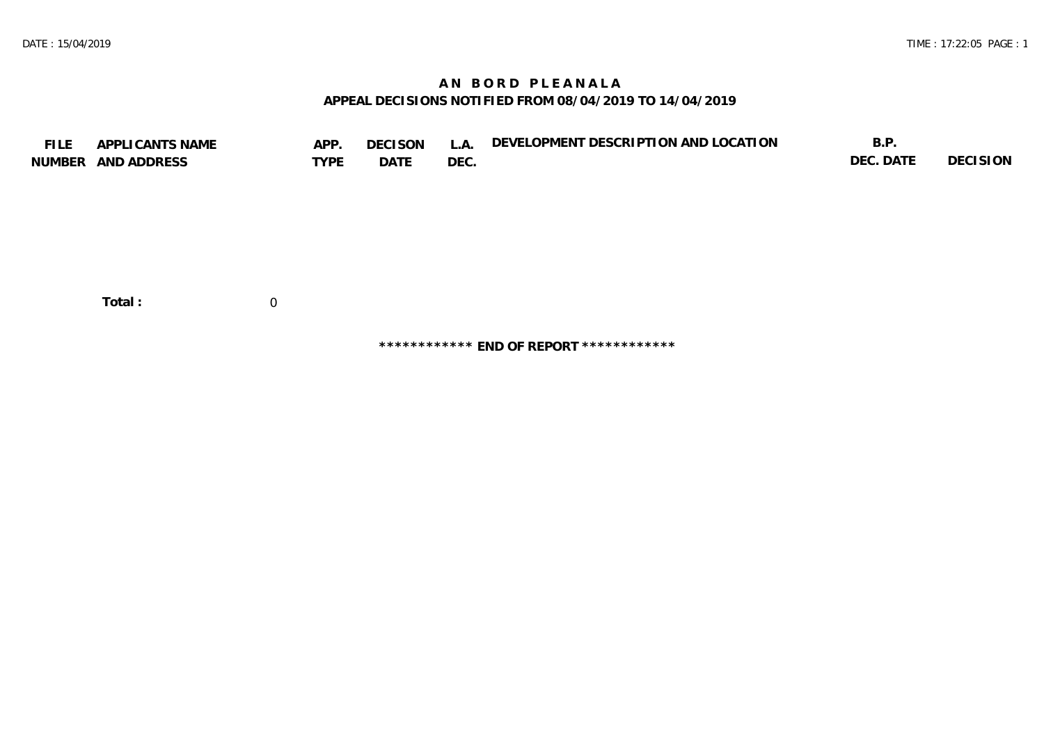# AN BORD PLEANALA

## APPEAL DECISIONS NOTIFIED FROM 08/04/2019 TO 14/04/2019

| FILE NUMBER | APPLICANTS NAME AND ADDRESS | APP. TYPE | DECISON DATE | L.A. DEC. | DEVELOPMENT DESCRIPTION AND LOCATION | B.P. DEC. DATE | DECISION |
|---|---|---|---|---|---|---|---|

**Total :** 0

************ **END OF REPORT** ************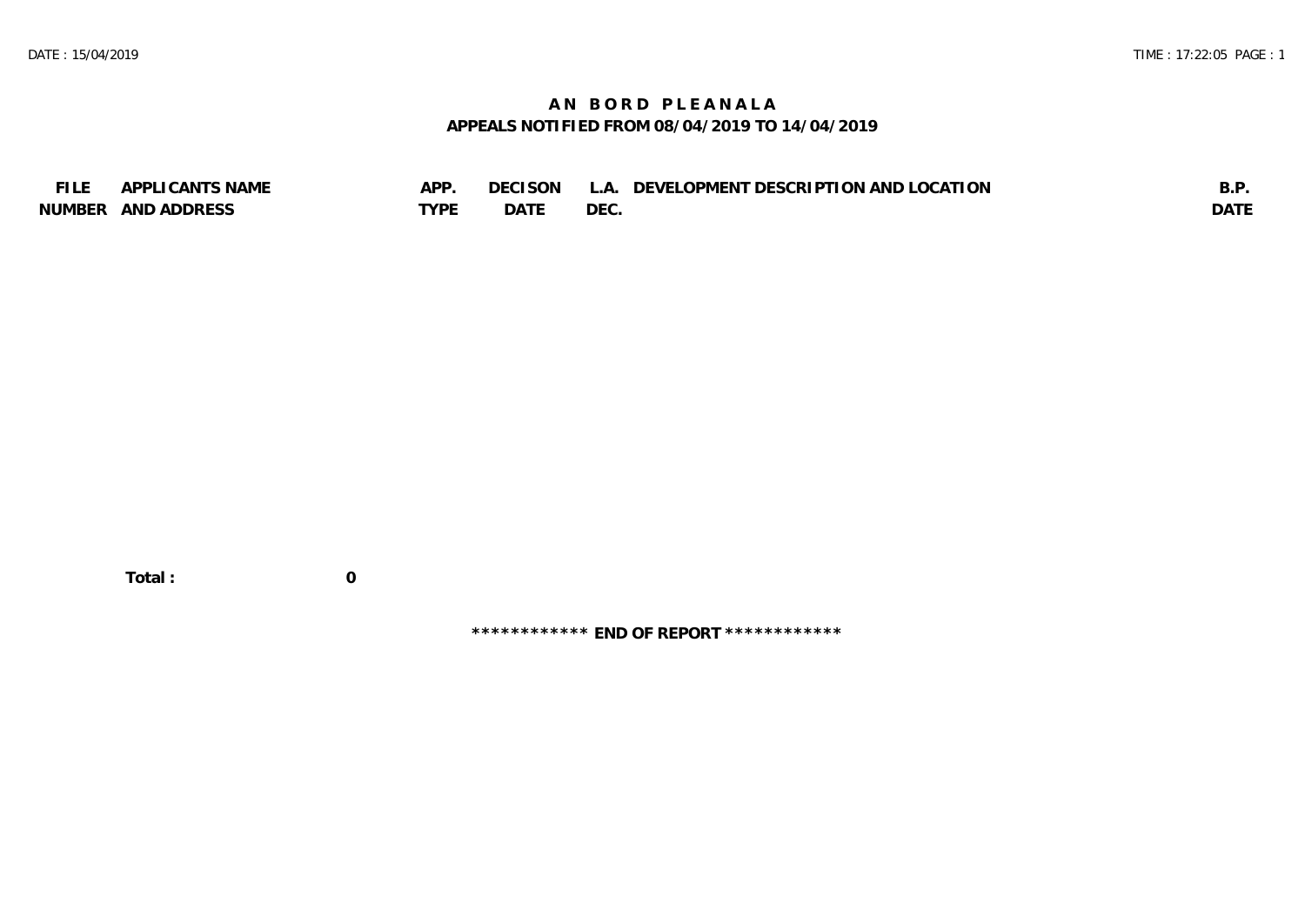# AN BORD PLEANALA

## APPEALS NOTIFIED FROM 08/04/2019 TO 14/04/2019

| FILE NUMBER | APPLICANTS NAME AND ADDRESS | APP. TYPE | DECISON DATE | L.A. DEC. | DEVELOPMENT DESCRIPTION AND LOCATION | B.P. DATE |
|---|---|---|---|---|---|---|

**Total : 0**

**\*\*\*\*\*\*\*\*\*\*\*\* END OF REPORT \*\*\*\*\*\*\*\*\*\*\*\***